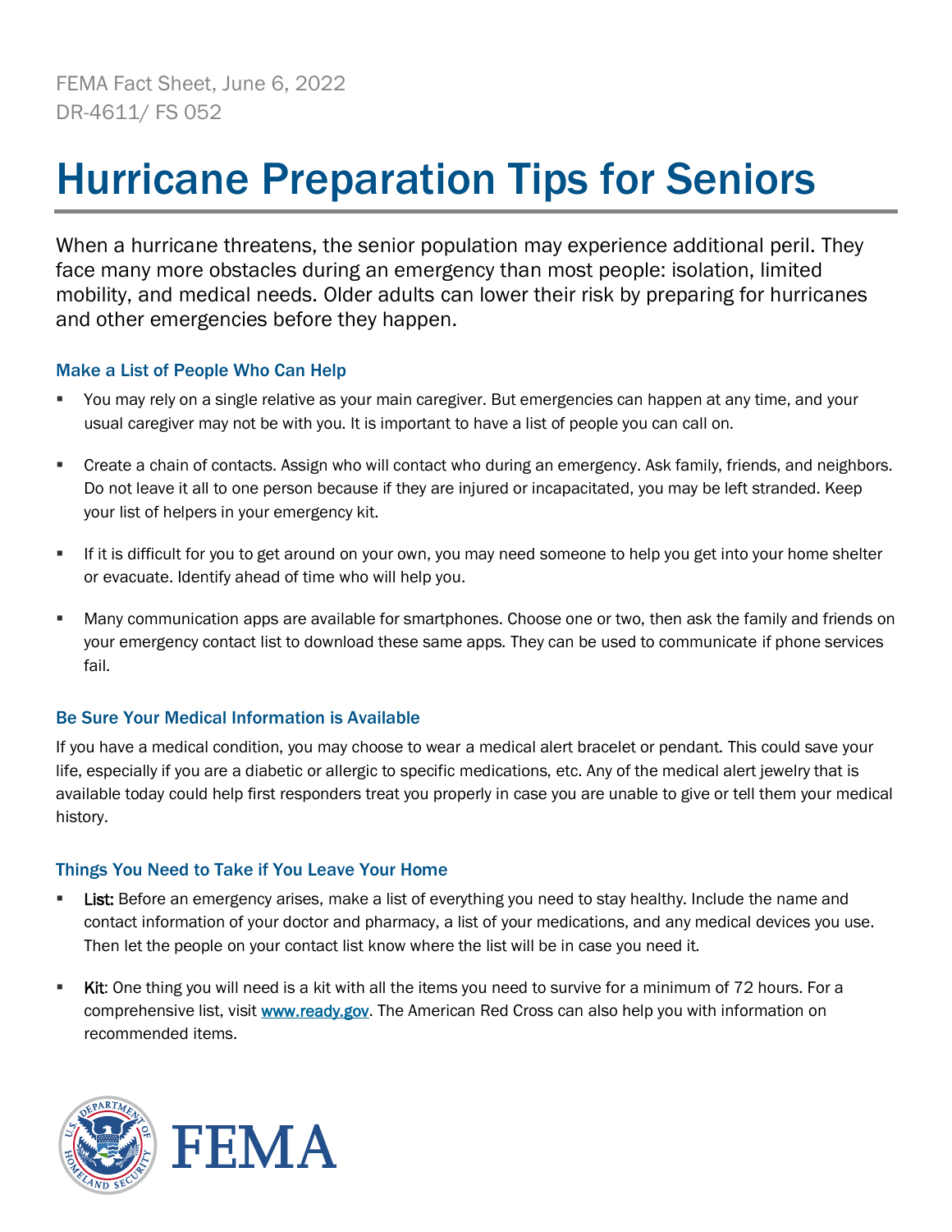FEMA Fact Sheet, June 6, 2022
DR-4611/ FS 052

# Hurricane Preparation Tips for Seniors

When a hurricane threatens, the senior population may experience additional peril. They face many more obstacles during an emergency than most people: isolation, limited mobility, and medical needs. Older adults can lower their risk by preparing for hurricanes and other emergencies before they happen.

### Make a List of People Who Can Help

- You may rely on a single relative as your main caregiver. But emergencies can happen at any time, and your usual caregiver may not be with you. It is important to have a list of people you can call on.
- Create a chain of contacts. Assign who will contact who during an emergency. Ask family, friends, and neighbors. Do not leave it all to one person because if they are injured or incapacitated, you may be left stranded. Keep your list of helpers in your emergency kit.
- If it is difficult for you to get around on your own, you may need someone to help you get into your home shelter or evacuate. Identify ahead of time who will help you.
- Many communication apps are available for smartphones. Choose one or two, then ask the family and friends on your emergency contact list to download these same apps. They can be used to communicate if phone services fail.

### Be Sure Your Medical Information is Available

If you have a medical condition, you may choose to wear a medical alert bracelet or pendant. This could save your life, especially if you are a diabetic or allergic to specific medications, etc. Any of the medical alert jewelry that is available today could help first responders treat you properly in case you are unable to give or tell them your medical history.

### Things You Need to Take if You Leave Your Home

- List: Before an emergency arises, make a list of everything you need to stay healthy. Include the name and contact information of your doctor and pharmacy, a list of your medications, and any medical devices you use. Then let the people on your contact list know where the list will be in case you need it.
- Kit: One thing you will need is a kit with all the items you need to survive for a minimum of 72 hours. For a comprehensive list, visit [www.ready.gov](http://www.ready.gov). The American Red Cross can also help you with information on recommended items.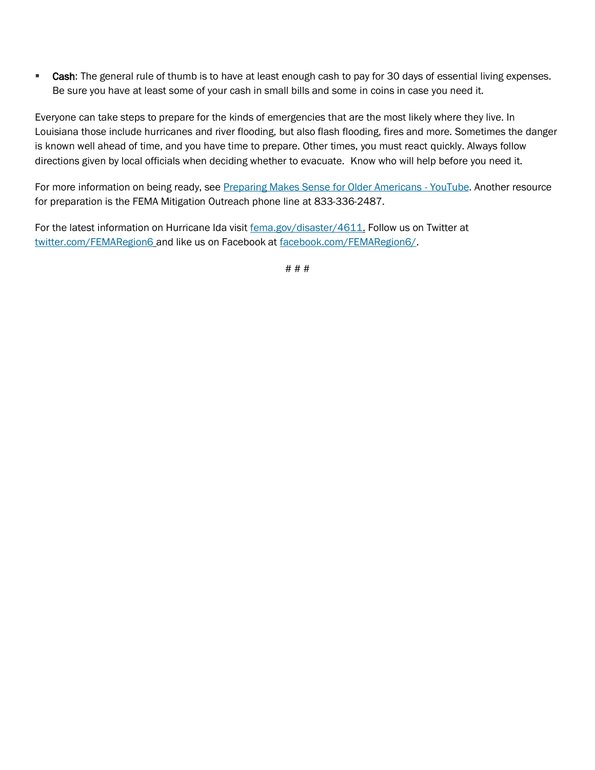- **Cash**: The general rule of thumb is to have at least enough cash to pay for 30 days of essential living expenses. Be sure you have at least some of your cash in small bills and some in coins in case you need it.

Everyone can take steps to prepare for the kinds of emergencies that are the most likely where they live. In Louisiana those include hurricanes and river flooding, but also flash flooding, fires and more. Sometimes the danger is known well ahead of time, and you have time to prepare. Other times, you must react quickly. Always follow directions given by local officials when deciding whether to evacuate. Know who will help before you need it.

For more information on being ready, see Preparing Makes Sense for Older Americans - YouTube. Another resource for preparation is the FEMA Mitigation Outreach phone line at 833-336-2487.

For the latest information on Hurricane Ida visit fema.gov/disaster/4611. Follow us on Twitter at twitter.com/FEMARegion6 and like us on Facebook at facebook.com/FEMARegion6/.

# # #